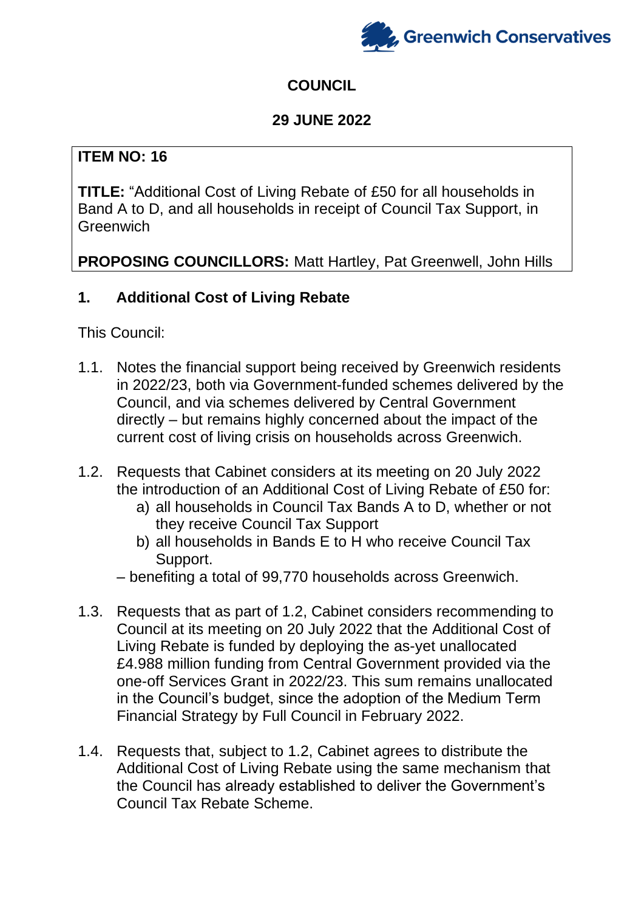Greenwich Conservatives

# COUNCIL

## 29 JUNE 2022

**ITEM NO: 16**

**TITLE:** "Additional Cost of Living Rebate of £50 for all households in Band A to D, and all households in receipt of Council Tax Support, in Greenwich

**PROPOSING COUNCILLORS:** Matt Hartley, Pat Greenwell, John Hills

## 1. Additional Cost of Living Rebate

This Council:

1.1. Notes the financial support being received by Greenwich residents in 2022/23, both via Government-funded schemes delivered by the Council, and via schemes delivered by Central Government directly – but remains highly concerned about the impact of the current cost of living crisis on households across Greenwich.

1.2. Requests that Cabinet considers at its meeting on 20 July 2022 the introduction of an Additional Cost of Living Rebate of £50 for:

   a) all households in Council Tax Bands A to D, whether or not they receive Council Tax Support
   
   b) all households in Bands E to H who receive Council Tax Support.

   – benefiting a total of 99,770 households across Greenwich.

1.3. Requests that as part of 1.2, Cabinet considers recommending to Council at its meeting on 20 July 2022 that the Additional Cost of Living Rebate is funded by deploying the as-yet unallocated £4.988 million funding from Central Government provided via the one-off Services Grant in 2022/23. This sum remains unallocated in the Council's budget, since the adoption of the Medium Term Financial Strategy by Full Council in February 2022.

1.4. Requests that, subject to 1.2, Cabinet agrees to distribute the Additional Cost of Living Rebate using the same mechanism that the Council has already established to deliver the Government's Council Tax Rebate Scheme.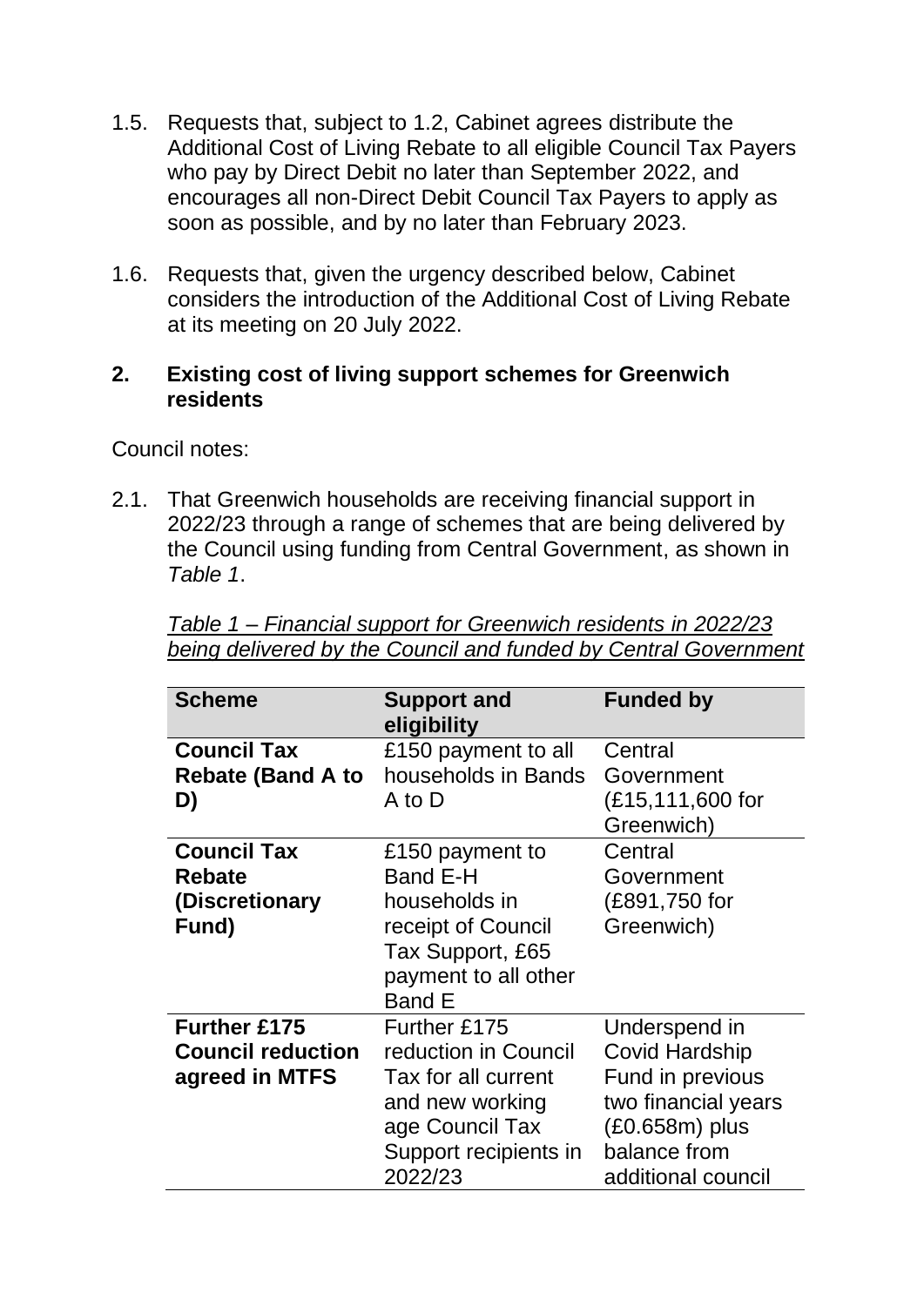1.5. Requests that, subject to 1.2, Cabinet agrees distribute the Additional Cost of Living Rebate to all eligible Council Tax Payers who pay by Direct Debit no later than September 2022, and encourages all non-Direct Debit Council Tax Payers to apply as soon as possible, and by no later than February 2023.

1.6. Requests that, given the urgency described below, Cabinet considers the introduction of the Additional Cost of Living Rebate at its meeting on 20 July 2022.

## 2. Existing cost of living support schemes for Greenwich residents

Council notes:

2.1. That Greenwich households are receiving financial support in 2022/23 through a range of schemes that are being delivered by the Council using funding from Central Government, as shown in *Table 1*.

*Table 1 – Financial support for Greenwich residents in 2022/23 being delivered by the Council and funded by Central Government*

| Scheme | Support and eligibility | Funded by |
|---|---|---|
| **Council Tax Rebate (Band A to D)** | £150 payment to all households in Bands A to D | Central Government (£15,111,600 for Greenwich) |
| **Council Tax Rebate (Discretionary Fund)** | £150 payment to Band E-H households in receipt of Council Tax Support, £65 payment to all other Band E | Central Government (£891,750 for Greenwich) |
| **Further £175 Council reduction agreed in MTFS** | Further £175 reduction in Council Tax for all current and new working age Council Tax Support recipients in 2022/23 | Underspend in Covid Hardship Fund in previous two financial years (£0.658m) plus balance from additional council |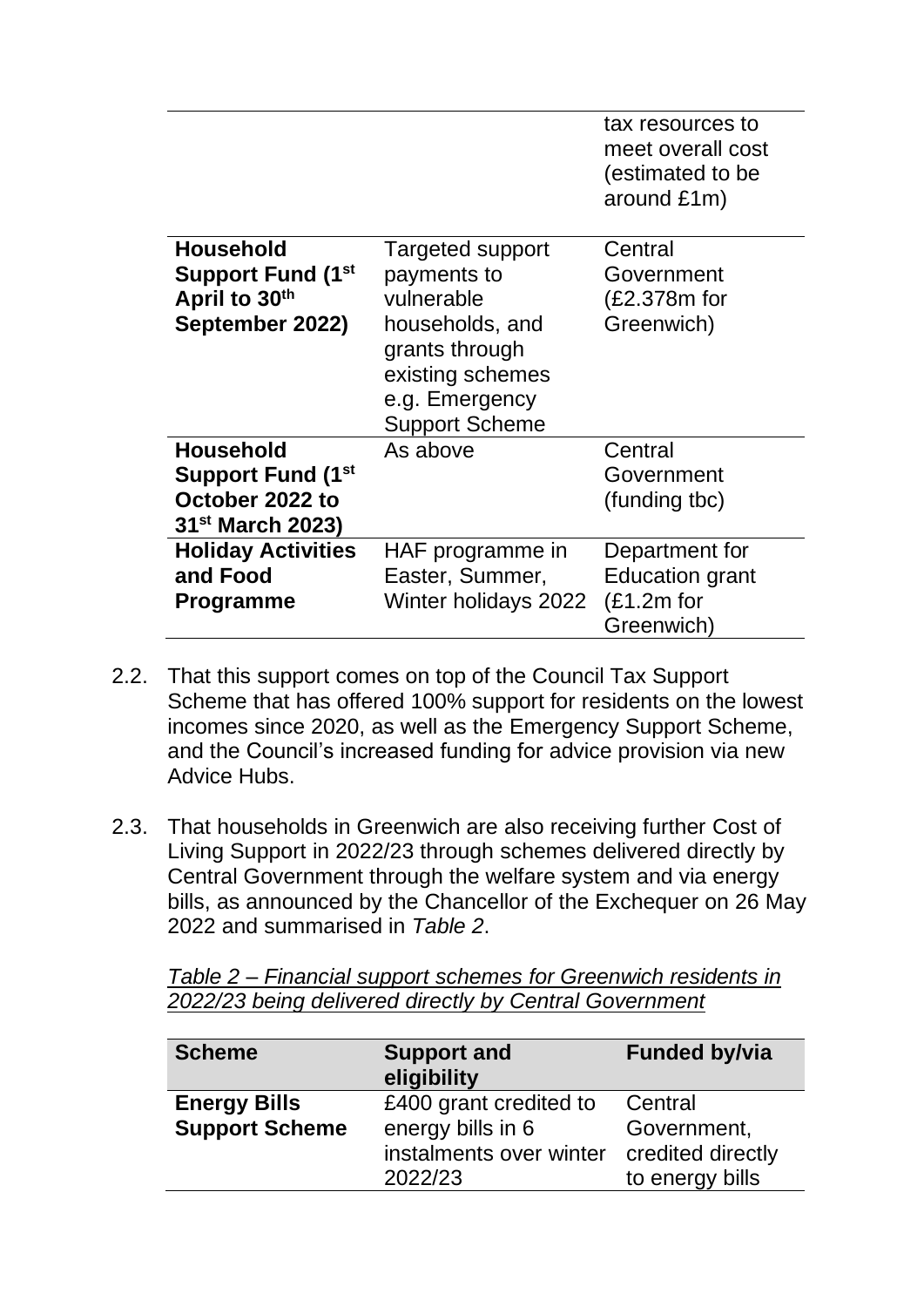| | | tax resources to meet overall cost (estimated to be around £1m) |
|---|---|---|
| **Household Support Fund (1st April to 30th September 2022)** | Targeted support payments to vulnerable households, and grants through existing schemes e.g. Emergency Support Scheme | Central Government (£2.378m for Greenwich) |
| **Household Support Fund (1st October 2022 to 31st March 2023)** | As above | Central Government (funding tbc) |
| **Holiday Activities and Food Programme** | HAF programme in Easter, Summer, Winter holidays 2022 | Department for Education grant (£1.2m for Greenwich) |

2.2. That this support comes on top of the Council Tax Support Scheme that has offered 100% support for residents on the lowest incomes since 2020, as well as the Emergency Support Scheme, and the Council's increased funding for advice provision via new Advice Hubs.

2.3. That households in Greenwich are also receiving further Cost of Living Support in 2022/23 through schemes delivered directly by Central Government through the welfare system and via energy bills, as announced by the Chancellor of the Exchequer on 26 May 2022 and summarised in *Table 2*.

*Table 2 – Financial support schemes for Greenwich residents in 2022/23 being delivered directly by Central Government*

| Scheme | Support and eligibility | Funded by/via |
|---|---|---|
| **Energy Bills Support Scheme** | £400 grant credited to energy bills in 6 instalments over winter 2022/23 | Central Government, credited directly to energy bills |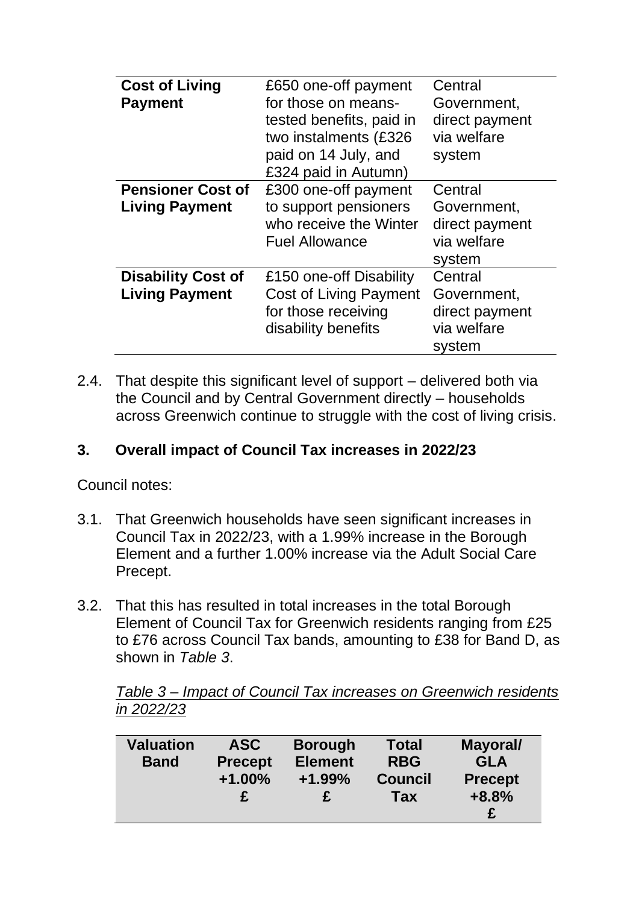| **Cost of Living Payment** | £650 one-off payment for those on means-tested benefits, paid in two instalments (£326 paid on 14 July, and £324 paid in Autumn) | Central Government, direct payment via welfare system |
|---|---|---|
| **Pensioner Cost of Living Payment** | £300 one-off payment to support pensioners who receive the Winter Fuel Allowance | Central Government, direct payment via welfare system |
| **Disability Cost of Living Payment** | £150 one-off Disability Cost of Living Payment for those receiving disability benefits | Central Government, direct payment via welfare system |

2.4. That despite this significant level of support – delivered both via the Council and by Central Government directly – households across Greenwich continue to struggle with the cost of living crisis.

## 3. Overall impact of Council Tax increases in 2022/23

Council notes:

3.1. That Greenwich households have seen significant increases in Council Tax in 2022/23, with a 1.99% increase in the Borough Element and a further 1.00% increase via the Adult Social Care Precept.

3.2. That this has resulted in total increases in the total Borough Element of Council Tax for Greenwich residents ranging from £25 to £76 across Council Tax bands, amounting to £38 for Band D, as shown in *Table 3*.

*Table 3 – Impact of Council Tax increases on Greenwich residents in 2022/23*

| Valuation Band | ASC Precept +1.00% £ | Borough Element +1.99% £ | Total RBG Council Tax | Mayoral/ GLA Precept +8.8% £ |
|---|---|---|---|---|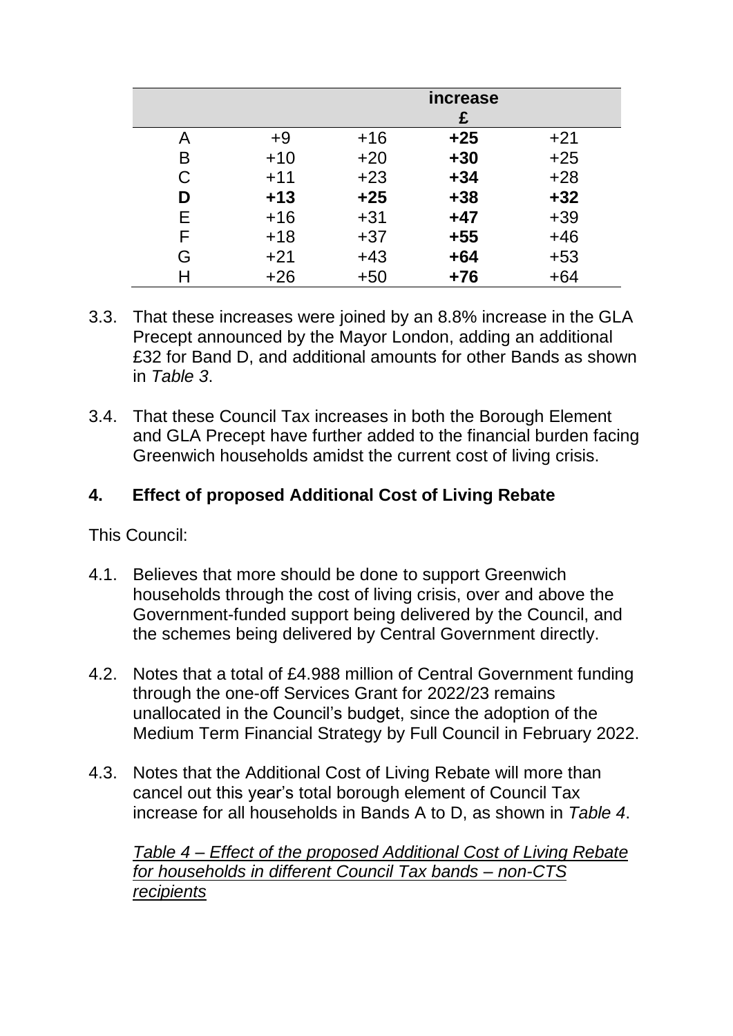| | | | increase £ | |
|---|---|---|---|---|
| A | +9 | +16 | **+25** | +21 |
| B | +10 | +20 | **+30** | +25 |
| C | +11 | +23 | **+34** | +28 |
| **D** | **+13** | **+25** | **+38** | **+32** |
| E | +16 | +31 | **+47** | +39 |
| F | +18 | +37 | **+55** | +46 |
| G | +21 | +43 | **+64** | +53 |
| H | +26 | +50 | **+76** | +64 |

3.3. That these increases were joined by an 8.8% increase in the GLA Precept announced by the Mayor London, adding an additional £32 for Band D, and additional amounts for other Bands as shown in *Table 3*.

3.4. That these Council Tax increases in both the Borough Element and GLA Precept have further added to the financial burden facing Greenwich households amidst the current cost of living crisis.

## 4. Effect of proposed Additional Cost of Living Rebate

This Council:

4.1. Believes that more should be done to support Greenwich households through the cost of living crisis, over and above the Government-funded support being delivered by the Council, and the schemes being delivered by Central Government directly.

4.2. Notes that a total of £4.988 million of Central Government funding through the one-off Services Grant for 2022/23 remains unallocated in the Council's budget, since the adoption of the Medium Term Financial Strategy by Full Council in February 2022.

4.3. Notes that the Additional Cost of Living Rebate will more than cancel out this year's total borough element of Council Tax increase for all households in Bands A to D, as shown in *Table 4*.

*Table 4 – Effect of the proposed Additional Cost of Living Rebate for households in different Council Tax bands – non-CTS recipients*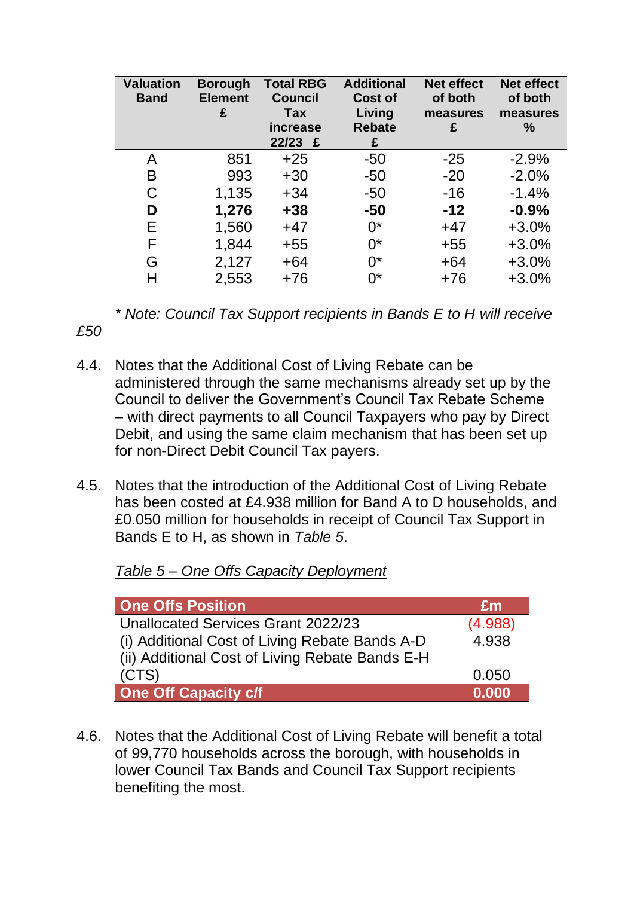| Valuation Band | Borough Element £ | Total RBG Council Tax increase 22/23 £ | Additional Cost of Living Rebate £ | Net effect of both measures £ | Net effect of both measures % |
|---|---|---|---|---|---|
| A | 851 | +25 | -50 | -25 | -2.9% |
| B | 993 | +30 | -50 | -20 | -2.0% |
| C | 1,135 | +34 | -50 | -16 | -1.4% |
| **D** | **1,276** | **+38** | **-50** | **-12** | **-0.9%** |
| E | 1,560 | +47 | 0* | +47 | +3.0% |
| F | 1,844 | +55 | 0* | +55 | +3.0% |
| G | 2,127 | +64 | 0* | +64 | +3.0% |
| H | 2,553 | +76 | 0* | +76 | +3.0% |

*\* Note: Council Tax Support recipients in Bands E to H will receive £50*

4.4. Notes that the Additional Cost of Living Rebate can be administered through the same mechanisms already set up by the Council to deliver the Government's Council Tax Rebate Scheme – with direct payments to all Council Taxpayers who pay by Direct Debit, and using the same claim mechanism that has been set up for non-Direct Debit Council Tax payers.

4.5. Notes that the introduction of the Additional Cost of Living Rebate has been costed at £4.938 million for Band A to D households, and £0.050 million for households in receipt of Council Tax Support in Bands E to H, as shown in *Table 5*.

*Table 5 – One Offs Capacity Deployment*

| One Offs Position | £m |
|---|---|
| Unallocated Services Grant 2022/23 | (4.988) |
| (i) Additional Cost of Living Rebate Bands A-D | 4.938 |
| (ii) Additional Cost of Living Rebate Bands E-H (CTS) | 0.050 |
| **One Off Capacity c/f** | **0.000** |

4.6. Notes that the Additional Cost of Living Rebate will benefit a total of 99,770 households across the borough, with households in lower Council Tax Bands and Council Tax Support recipients benefiting the most.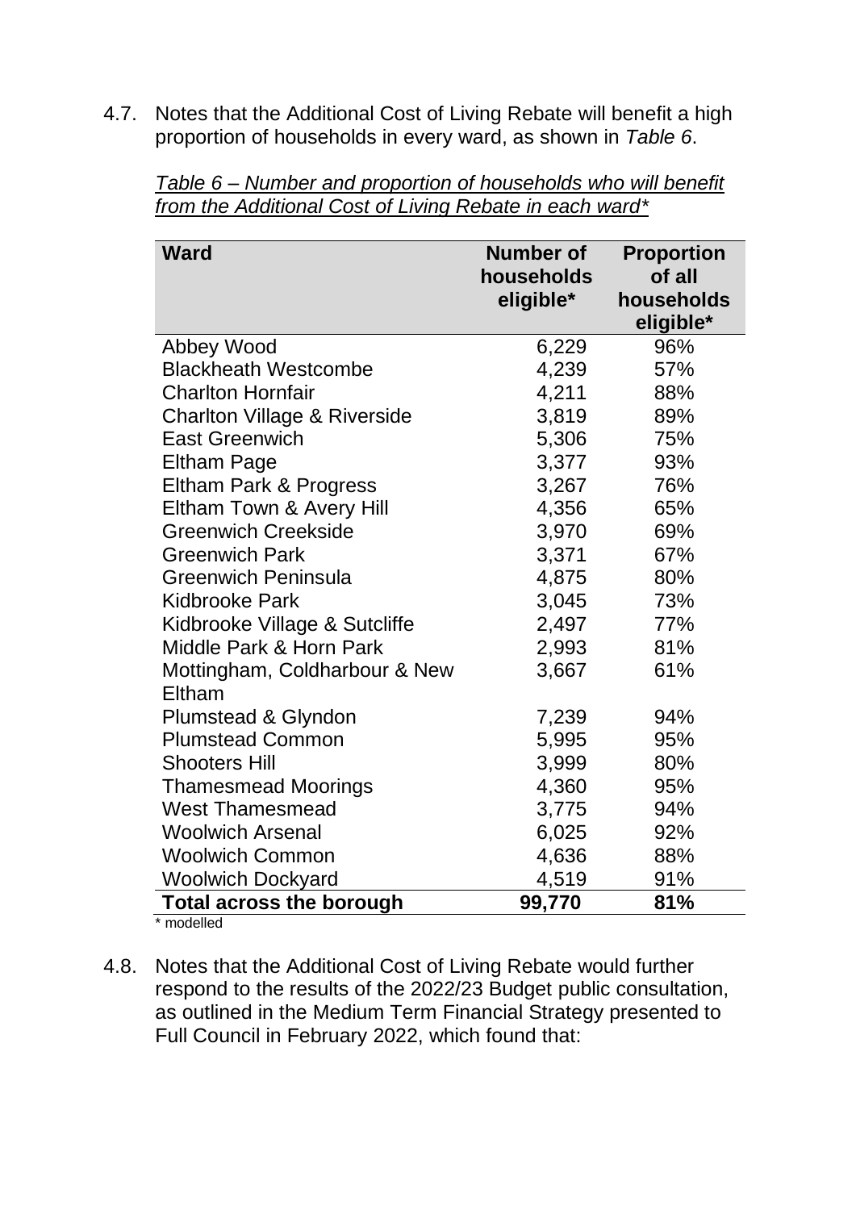4.7. Notes that the Additional Cost of Living Rebate will benefit a high proportion of households in every ward, as shown in *Table 6*.

*Table 6 – Number and proportion of households who will benefit from the Additional Cost of Living Rebate in each ward**

| Ward | Number of households eligible* | Proportion of all households eligible* |
|---|---:|---:|
| Abbey Wood | 6,229 | 96% |
| Blackheath Westcombe | 4,239 | 57% |
| Charlton Hornfair | 4,211 | 88% |
| Charlton Village & Riverside | 3,819 | 89% |
| East Greenwich | 5,306 | 75% |
| Eltham Page | 3,377 | 93% |
| Eltham Park & Progress | 3,267 | 76% |
| Eltham Town & Avery Hill | 4,356 | 65% |
| Greenwich Creekside | 3,970 | 69% |
| Greenwich Park | 3,371 | 67% |
| Greenwich Peninsula | 4,875 | 80% |
| Kidbrooke Park | 3,045 | 73% |
| Kidbrooke Village & Sutcliffe | 2,497 | 77% |
| Middle Park & Horn Park | 2,993 | 81% |
| Mottingham, Coldharbour & New Eltham | 3,667 | 61% |
| Plumstead & Glyndon | 7,239 | 94% |
| Plumstead Common | 5,995 | 95% |
| Shooters Hill | 3,999 | 80% |
| Thamesmead Moorings | 4,360 | 95% |
| West Thamesmead | 3,775 | 94% |
| Woolwich Arsenal | 6,025 | 92% |
| Woolwich Common | 4,636 | 88% |
| Woolwich Dockyard | 4,519 | 91% |
| **Total across the borough** | **99,770** | **81%** |

\* modelled

4.8. Notes that the Additional Cost of Living Rebate would further respond to the results of the 2022/23 Budget public consultation, as outlined in the Medium Term Financial Strategy presented to Full Council in February 2022, which found that: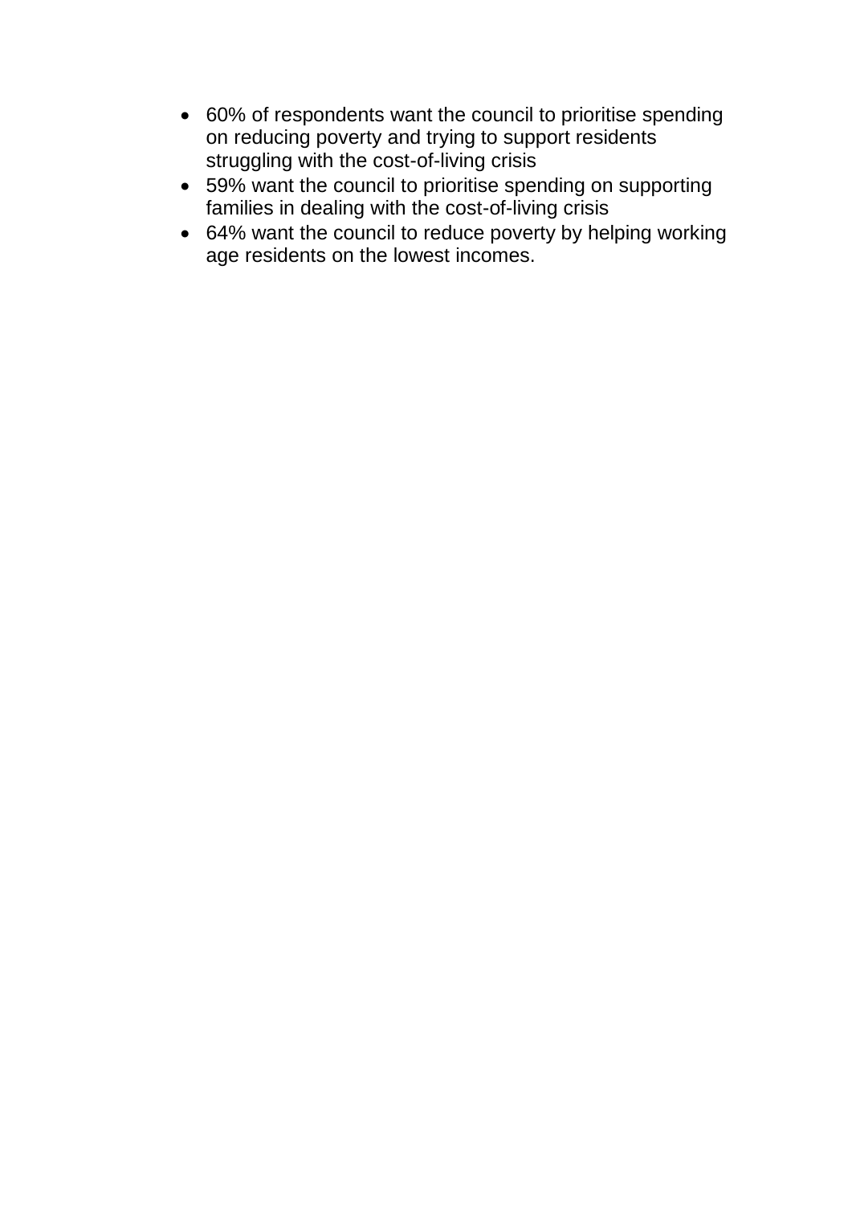- 60% of respondents want the council to prioritise spending on reducing poverty and trying to support residents struggling with the cost-of-living crisis
- 59% want the council to prioritise spending on supporting families in dealing with the cost-of-living crisis
- 64% want the council to reduce poverty by helping working age residents on the lowest incomes.